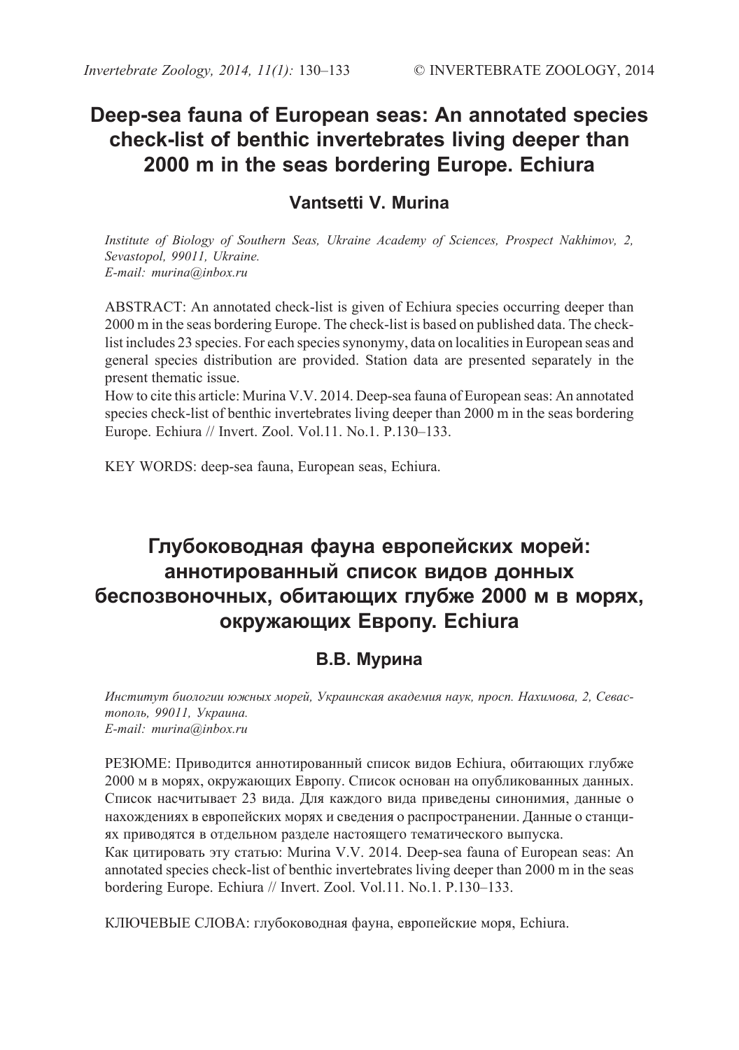# Deep-sea fauna of European seas: An annotated species check-list of benthic invertebrates living deeper than 2000 m in the seas bordering Europe. Echiura

## Vantsetti V. Murina

*Institute of Biology of Southern Seas, Ukraine Academy of Sciences, Prospect Nakhimov, 2, Sevastopol, 99011, Ukraine.*
*E-mail: murina@inbox.ru*

ABSTRACT: An annotated check-list is given of Echiura species occurring deeper than 2000 m in the seas bordering Europe. The check-list is based on published data. The check-list includes 23 species. For each species synonymy, data on localities in European seas and general species distribution are provided. Station data are presented separately in the present thematic issue.

How to cite this article: Murina V.V. 2014. Deep-sea fauna of European seas: An annotated species check-list of benthic invertebrates living deeper than 2000 m in the seas bordering Europe. Echiura // Invert. Zool. Vol.11. No.1. P.130–133.

KEY WORDS: deep-sea fauna, European seas, Echiura.

# Глубоководная фауна европейских морей: аннотированный список видов донных беспозвоночных, обитающих глубже 2000 м в морях, окружающих Европу. Echiura

## В.В. Мурина

*Институт биологии южных морей, Украинская академия наук, просп. Нахимова, 2, Севастополь, 99011, Украина.*
*E-mail: murina@inbox.ru*

РЕЗЮМЕ: Приводится аннотированный список видов Echiura, обитающих глубже 2000 м в морях, окружающих Европу. Список основан на опубликованных данных. Список насчитывает 23 вида. Для каждого вида приведены синонимия, данные о нахождениях в европейских морях и сведения о распространении. Данные о станциях приводятся в отдельном разделе настоящего тематического выпуска.

Как цитировать эту статью: Murina V.V. 2014. Deep-sea fauna of European seas: An annotated species check-list of benthic invertebrates living deeper than 2000 m in the seas bordering Europe. Echiura // Invert. Zool. Vol.11. No.1. P.130–133.

КЛЮЧЕВЫЕ СЛОВА: глубоководная фауна, европейские моря, Echiura.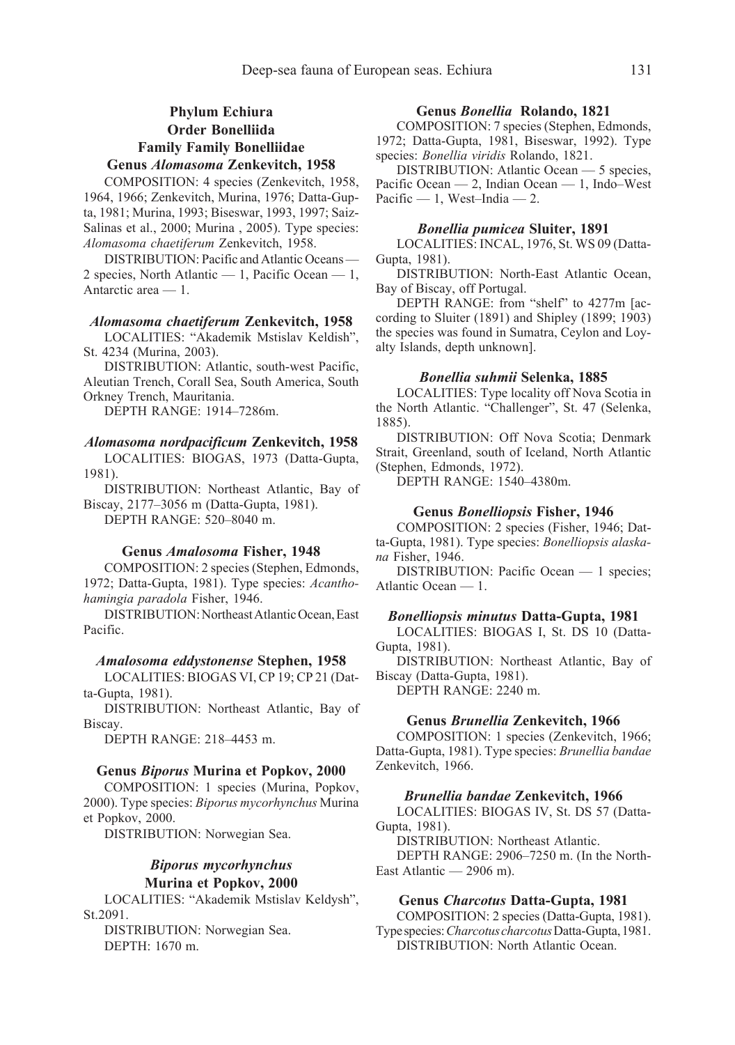## Phylum Echiura
## Order Bonelliida
## Family Family Bonelliidae

### Genus *Alomasoma* Zenkevitch, 1958

COMPOSITION: 4 species (Zenkevitch, 1958, 1964, 1966; Zenkevitch, Murina, 1976; Datta-Gupta, 1981; Murina, 1993; Biseswar, 1993, 1997; Saiz-Salinas et al., 2000; Murina , 2005). Type species: *Alomasoma chaetiferum* Zenkevitch, 1958.

DISTRIBUTION: Pacific and Atlantic Oceans — 2 species, North Atlantic — 1, Pacific Ocean — 1, Antarctic area — 1.

#### *Alomasoma chaetiferum* Zenkevitch, 1958

LOCALITIES: "Akademik Mstislav Keldish", St. 4234 (Murina, 2003).

DISTRIBUTION: Atlantic, south-west Pacific, Aleutian Trench, Corall Sea, South America, South Orkney Trench, Mauritania.

DEPTH RANGE: 1914–7286m.

#### *Alomasoma nordpacificum* Zenkevitch, 1958

LOCALITIES: BIOGAS, 1973 (Datta-Gupta, 1981).

DISTRIBUTION: Northeast Atlantic, Bay of Biscay, 2177–3056 m (Datta-Gupta, 1981).

DEPTH RANGE: 520–8040 m.

### Genus *Amalosoma* Fisher, 1948

COMPOSITION: 2 species (Stephen, Edmonds, 1972; Datta-Gupta, 1981). Type species: *Acanthohamingia paradola* Fisher, 1946.

DISTRIBUTION: Northeast Atlantic Ocean, East Pacific.

#### *Amalosoma eddystonense* Stephen, 1958

LOCALITIES: BIOGAS VI, CP 19; CP 21 (Datta-Gupta, 1981).

DISTRIBUTION: Northeast Atlantic, Bay of Biscay.

DEPTH RANGE: 218–4453 m.

### Genus *Biporus* Murina et Popkov, 2000

COMPOSITION: 1 species (Murina, Popkov, 2000). Type species: *Biporus mycorhynchus* Murina et Popkov, 2000.

DISTRIBUTION: Norwegian Sea.

#### *Biporus mycorhynchus* Murina et Popkov, 2000

LOCALITIES: "Akademik Mstislav Keldysh", St.2091.

DISTRIBUTION: Norwegian Sea.

DEPTH: 1670 m.

### Genus *Bonellia* Rolando, 1821

COMPOSITION: 7 species (Stephen, Edmonds, 1972; Datta-Gupta, 1981, Biseswar, 1992). Type species: *Bonellia viridis* Rolando, 1821.

DISTRIBUTION: Atlantic Ocean — 5 species, Pacific Ocean — 2, Indian Ocean — 1, Indo–West Pacific — 1, West–India — 2.

#### *Bonellia pumicea* Sluiter, 1891

LOCALITIES: INCAL, 1976, St. WS 09 (Datta-Gupta, 1981).

DISTRIBUTION: North-East Atlantic Ocean, Bay of Biscay, off Portugal.

DEPTH RANGE: from "shelf" to 4277m [according to Sluiter (1891) and Shipley (1899; 1903) the species was found in Sumatra, Ceylon and Loyalty Islands, depth unknown].

#### *Bonellia suhmii* Selenka, 1885

LOCALITIES: Type locality off Nova Scotia in the North Atlantic. "Challenger", St. 47 (Selenka, 1885).

DISTRIBUTION: Off Nova Scotia; Denmark Strait, Greenland, south of Iceland, North Atlantic (Stephen, Edmonds, 1972).

DEPTH RANGE: 1540–4380m.

### Genus *Bonelliopsis* Fisher, 1946

COMPOSITION: 2 species (Fisher, 1946; Datta-Gupta, 1981). Type species: *Bonelliopsis alaskana* Fisher, 1946.

DISTRIBUTION: Pacific Ocean — 1 species; Atlantic Ocean — 1.

#### *Bonelliopsis minutus* Datta-Gupta, 1981

LOCALITIES: BIOGAS I, St. DS 10 (Datta-Gupta, 1981).

DISTRIBUTION: Northeast Atlantic, Bay of Biscay (Datta-Gupta, 1981).

DEPTH RANGE: 2240 m.

### Genus *Brunellia* Zenkevitch, 1966

COMPOSITION: 1 species (Zenkevitch, 1966; Datta-Gupta, 1981). Type species: *Brunellia bandae* Zenkevitch, 1966.

#### *Brunellia bandae* Zenkevitch, 1966

LOCALITIES: BIOGAS IV, St. DS 57 (Datta-Gupta, 1981).

DISTRIBUTION: Northeast Atlantic.

DEPTH RANGE: 2906–7250 m. (In the North-East Atlantic — 2906 m).

### Genus *Charcotus* Datta-Gupta, 1981

COMPOSITION: 2 species (Datta-Gupta, 1981). Type species: *Charcotus charcotus* Datta-Gupta, 1981.

DISTRIBUTION: North Atlantic Ocean.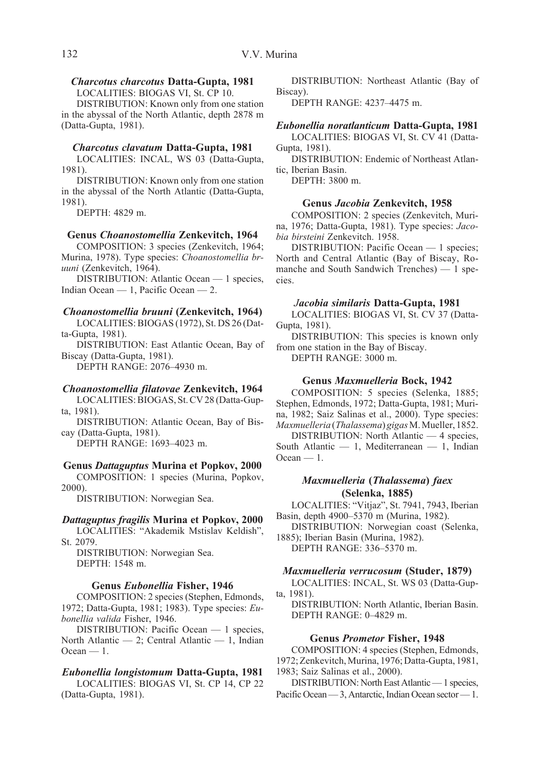### *Charcotus charcotus* Datta-Gupta, 1981

LOCALITIES: BIOGAS VI, St. CP 10.

DISTRIBUTION: Known only from one station in the abyssal of the North Atlantic, depth 2878 m (Datta-Gupta, 1981).

### *Charcotus clavatum* Datta-Gupta, 1981

LOCALITIES: INCAL, WS 03 (Datta-Gupta, 1981).

DISTRIBUTION: Known only from one station in the abyssal of the North Atlantic (Datta-Gupta, 1981).

DEPTH: 4829 m.

## Genus *Choanostomellia* Zenkevitch, 1964

COMPOSITION: 3 species (Zenkevitch, 1964; Murina, 1978). Type species: *Choanostomellia bruuni* (Zenkevitch, 1964).

DISTRIBUTION: Atlantic Ocean — 1 species, Indian Ocean — 1, Pacific Ocean — 2.

### *Choanostomellia bruuni* (Zenkevitch, 1964)

LOCALITIES: BIOGAS (1972), St. DS 26 (Datta-Gupta, 1981).

DISTRIBUTION: East Atlantic Ocean, Bay of Biscay (Datta-Gupta, 1981).

DEPTH RANGE: 2076–4930 m.

### *Choanostomellia filatovae* Zenkevitch, 1964

LOCALITIES: BIOGAS, St. CV 28 (Datta-Gupta, 1981).

DISTRIBUTION: Atlantic Ocean, Bay of Biscay (Datta-Gupta, 1981).

DEPTH RANGE: 1693–4023 m.

## Genus *Dattaguptus* Murina et Popkov, 2000

COMPOSITION: 1 species (Murina, Popkov, 2000).

DISTRIBUTION: Norwegian Sea.

### *Dattaguptus fragilis* Murina et Popkov, 2000

LOCALITIES: "Akademik Mstislav Keldish", St. 2079.

DISTRIBUTION: Norwegian Sea.

DEPTH: 1548 m.

## Genus *Eubonellia* Fisher, 1946

COMPOSITION: 2 species (Stephen, Edmonds, 1972; Datta-Gupta, 1981; 1983). Type species: *Eubonellia valida* Fisher, 1946.

DISTRIBUTION: Pacific Ocean — 1 species, North Atlantic — 2; Central Atlantic — 1, Indian Ocean — 1.

### *Eubonellia longistomum* Datta-Gupta, 1981

LOCALITIES: BIOGAS VI, St. CP 14, CP 22 (Datta-Gupta, 1981).

DISTRIBUTION: Northeast Atlantic (Bay of Biscay).

DEPTH RANGE: 4237–4475 m.

### *Eubonellia noratlanticum* Datta-Gupta, 1981

LOCALITIES: BIOGAS VI, St. CV 41 (Datta-Gupta, 1981).

DISTRIBUTION: Endemic of Northeast Atlantic, Iberian Basin.

DEPTH: 3800 m.

## Genus *Jacobia* Zenkevitch, 1958

COMPOSITION: 2 species (Zenkevitch, Murina, 1976; Datta-Gupta, 1981). Type species: *Jacobia birsteini* Zenkevitch. 1958.

DISTRIBUTION: Pacific Ocean — 1 species; North and Central Atlantic (Bay of Biscay, Romanche and South Sandwich Trenches) — 1 species.

### *Jacobia similaris* Datta-Gupta, 1981

LOCALITIES: BIOGAS VI, St. CV 37 (Datta-Gupta, 1981).

DISTRIBUTION: This species is known only from one station in the Bay of Biscay.

DEPTH RANGE: 3000 m.

## Genus *Maxmuelleria* Bock, 1942

COMPOSITION: 5 species (Selenka, 1885; Stephen, Edmonds, 1972; Datta-Gupta, 1981; Murina, 1982; Saiz Salinas et al., 2000). Type species: *Maxmuelleria* (*Thalassema*) *gigas* M. Mueller, 1852.

DISTRIBUTION: North Atlantic — 4 species, South Atlantic — 1, Mediterranean — 1, Indian Ocean — 1.

### *Maxmuelleria* (*Thalassema*) *faex* (Selenka, 1885)

LOCALITIES: "Vitjaz", St. 7941, 7943, Iberian Basin, depth 4900–5370 m (Murina, 1982).

DISTRIBUTION: Norwegian coast (Selenka, 1885); Iberian Basin (Murina, 1982).

DEPTH RANGE: 336–5370 m.

### *Maxmuelleria verrucosum* (Studer, 1879)

LOCALITIES: INCAL, St. WS 03 (Datta-Gupta, 1981).

DISTRIBUTION: North Atlantic, Iberian Basin.

DEPTH RANGE: 0–4829 m.

## Genus *Prometor* Fisher, 1948

COMPOSITION: 4 species (Stephen, Edmonds, 1972; Zenkevitch, Murina, 1976; Datta-Gupta, 1981, 1983; Saiz Salinas et al., 2000).

DISTRIBUTION: North East Atlantic — 1 species, Pacific Ocean — 3, Antarctic, Indian Ocean sector — 1.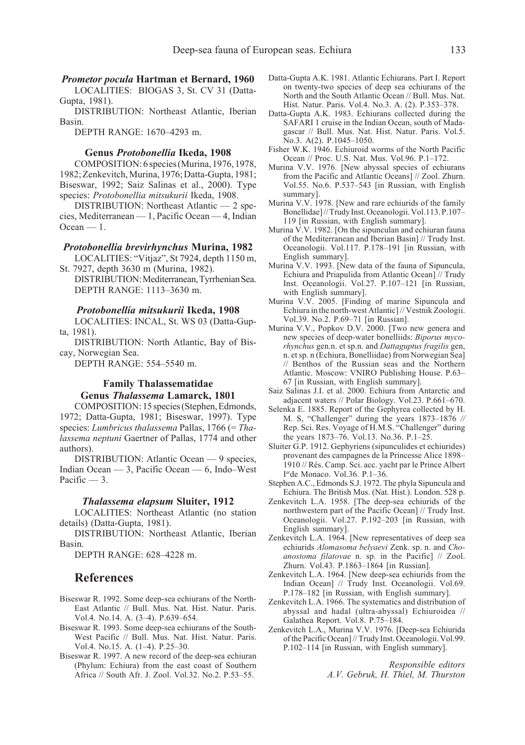### *Prometor pocula* Hartman et Bernard, 1960

LOCALITIES: BIOGAS 3, St. CV 31 (Datta-Gupta, 1981).

DISTRIBUTION: Northeast Atlantic, Iberian Basin.

DEPTH RANGE: 1670–4293 m.

### Genus *Protobonellia* Ikeda, 1908

COMPOSITION: 6 species (Murina, 1976, 1978, 1982; Zenkevitch, Murina, 1976; Datta-Gupta, 1981; Biseswar, 1992; Saiz Salinas et al., 2000). Type species: *Protobonellia mitsukurii* Ikeda, 1908.

DISTRIBUTION: Northeast Atlantic — 2 species, Mediterranean — 1, Pacific Ocean — 4, Indian Ocean — 1.

### *Protobonellia brevirhynchus* Murina, 1982

LOCALITIES: "Vitjaz", St 7924, depth 1150 m, St. 7927, depth 3630 m (Murina, 1982).

DISTRIBUTION: Mediterranean, Tyrrhenian Sea.

DEPTH RANGE: 1113–3630 m.

### *Protobonellia mitsukurii* Ikeda, 1908

LOCALITIES: INCAL, St. WS 03 (Datta-Gupta, 1981).

DISTRIBUTION: North Atlantic, Bay of Biscay, Norwegian Sea.

DEPTH RANGE: 554–5540 m.

## Family Thalassematidae

### Genus *Thalassema* Lamarck, 1801

COMPOSITION: 15 species (Stephen, Edmonds, 1972; Datta-Gupta, 1981; Biseswar, 1997). Type species: *Lumbricus thalassema* Pallas, 1766 (= *Thalassema neptuni* Gaertner of Pallas, 1774 and other authors).

DISTRIBUTION: Atlantic Ocean — 9 species, Indian Ocean — 3, Pacific Ocean — 6, Indo–West Pacific — 3.

### *Thalassema elapsum* Sluiter, 1912

LOCALITIES: Northeast Atlantic (no station details) (Datta-Gupta, 1981).

DISTRIBUTION: Northeast Atlantic, Iberian Basin.

DEPTH RANGE: 628–4228 m.

## References

Biseswar R. 1992. Some deep-sea echiurans of the North-East Atlantic // Bull. Mus. Nat. Hist. Natur. Paris. Vol.4. No.14. A. (3–4). P.639–654.

Biseswar R. 1993. Some deep-sea echiurans of the South-West Pacific // Bull. Mus. Nat. Hist. Natur. Paris. Vol.4. No.15. A. (1–4). P.25–30.

Biseswar R. 1997. A new record of the deep-sea echiuran (Phylum: Echiura) from the east coast of Southern Africa // South Afr. J. Zool. Vol.32. No.2. P.53–55.

Datta-Gupta A.K. 1981. Atlantic Echiurans. Part I. Report on twenty-two species of deep sea echiurans of the North and the South Atlantic Ocean // Bull. Mus. Nat. Hist. Natur. Paris. Vol.4. No.3. A. (2). P.353–378.

Datta-Gupta A.K. 1983. Echiurans collected during the SAFARI 1 cruise in the Indian Ocean, south of Madagascar // Bull. Mus. Nat. Hist. Natur. Paris. Vol.5. No.3. A(2). P.1045–1050.

Fisher W.K. 1946. Echiuroid worms of the North Pacific Ocean // Proc. U.S. Nat. Mus. Vol.96. P.1–172.

Murina V.V. 1976. [New abyssal species of echiurans from the Pacific and Atlantic Oceans] // Zool. Zhurn. Vol.55. No.6. P.537–543 [in Russian, with English summary].

Murina V.V. 1978. [New and rare echiurids of the family Bonellidae] // Trudy Inst. Oceanologii. Vol.113. P.107–119 [in Russian, with English summary].

Murina V.V. 1982. [On the sipunculan and echiuran fauna of the Mediterranean and Iberian Basin] // Trudy Inst. Oceanologii. Vol.117. P.178–191 [in Russian, with English summary].

Murina V.V. 1993. [New data of the fauna of Sipuncula, Echiura and Priapulida from Atlantic Ocean] // Trudy Inst. Oceanologii. Vol.27. P.107–121 [in Russian, with English summary].

Murina V.V. 2005. [Finding of marine Sipuncula and Echiura in the north-west Atlantic] // Vestnik Zoologii. Vol.39. No.2. P.69–71 [in Russian].

Murina V.V., Popkov D.V. 2000. [Two new genera and new species of deep-water bonelliids: *Biporus mycorhynchus* gen.n. et sp.n. and *Dattaguptus fragilis* gen, n. et sp. n (Echiura, Bonelliidae) from Norwegian Sea] // Benthos of the Russian seas and the Northern Atlantic. Moscow: VNIRO Publishing House. P.63–67 [in Russian, with English summary].

Saiz Salinas J.I. et al. 2000. Echiura from Antarctic and adjacent waters // Polar Biology. Vol.23. P.661–670.

Selenka E. 1885. Report of the Gephyrea collected by H. M. S, "Challenger" during the years 1873–1876 // Rep. Sci. Res. Voyage of H.M.S. "Challenger" during the years 1873–76. Vol.13. No.36. P.1–25.

Sluiter G.P. 1912. Gephyriens (sipunculides et echiurides) provenant des campagnes de la Princesse Alice 1898–1910 // Rés. Camp. Sci. acc. yacht par le Prince Albert I[er] de Monaco. Vol.36. P.1–36.

Stephen A.C., Edmonds S.J. 1972. The phyla Sipuncula and Echiura. The British Mus. (Nat. Hist.). London. 528 p.

Zenkevitch L.A. 1958. [The deep-sea echiurids of the northwestern part of the Pacific Ocean] // Trudy Inst. Oceanologii. Vol.27. P.192–203 [in Russian, with English summary].

Zenkevitch L.A. 1964. [New representatives of deep sea echiurids *Alomasoma belyaevi* Zenk. sp. n. and *Choanostoma filatovae* n. sp. in the Pacific] // Zool. Zhurn. Vol.43. P.1863–1864 [in Russian].

Zenkevitch L.A. 1964. [New deep-sea echiurids from the Indian Ocean] // Trudy Inst. Oceanologii. Vol.69. P.178–182 [in Russian, with English summary].

Zenkevitch L.A. 1966. The systematics and distribution of abyssal and hadal (ultra-abyssal) Echiuroidea // Galathea Report. Vol.8. P.75–184.

Zenkevitch L.A., Murina V.V. 1976. [Deep-sea Echiurida of the Pacific Ocean] // Trudy Inst. Oceanologii. Vol.99. P.102–114 [in Russian, with English summary].

*Responsible editors*
*A.V. Gebruk, H. Thiel, M. Thurston*